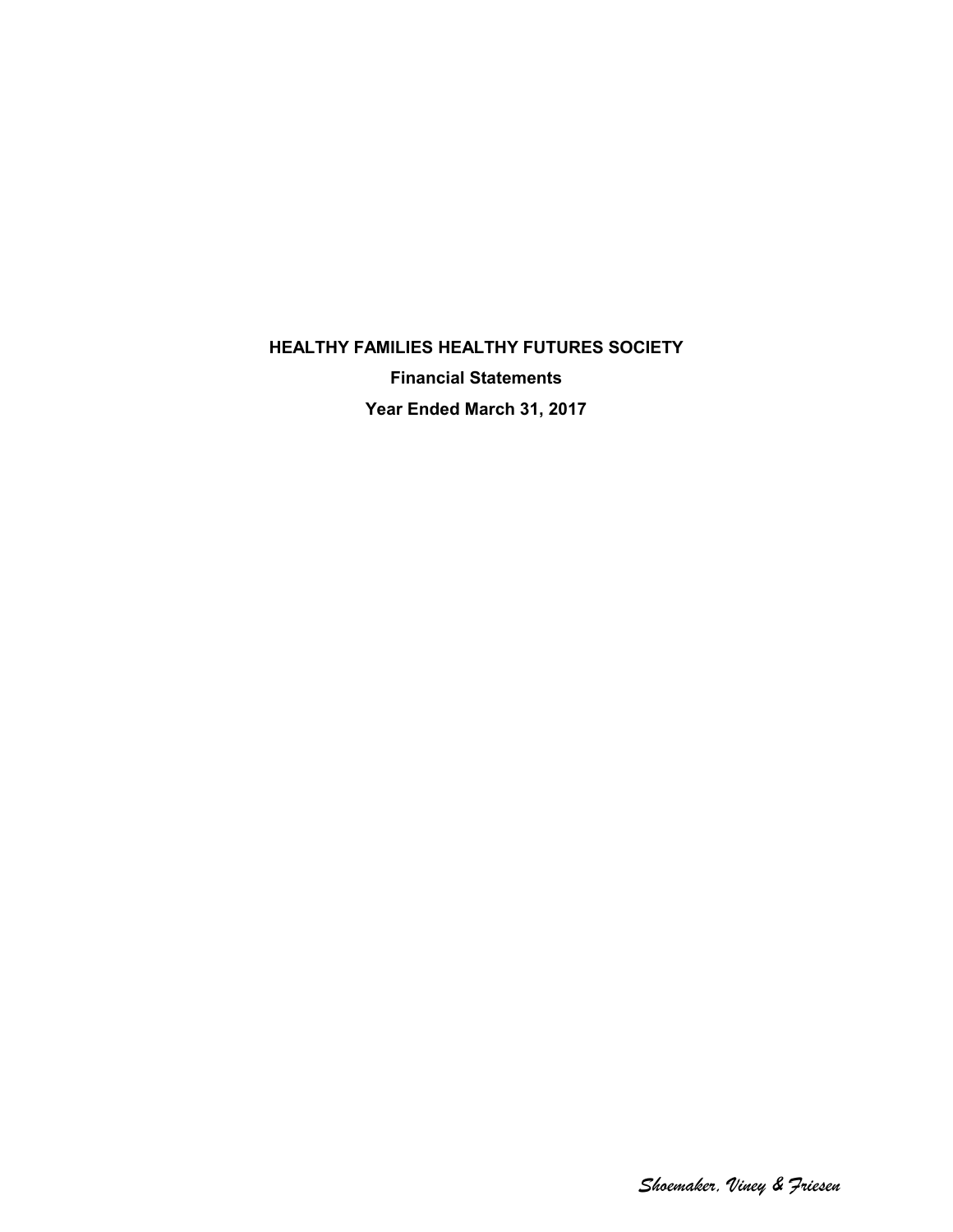# HEALTHY FAMILIES HEALTHY FUTURES SOCIETY

**Financial Statements**

**Year Ended March 31, 2017**

*Shoemaker, Viney & Friesen*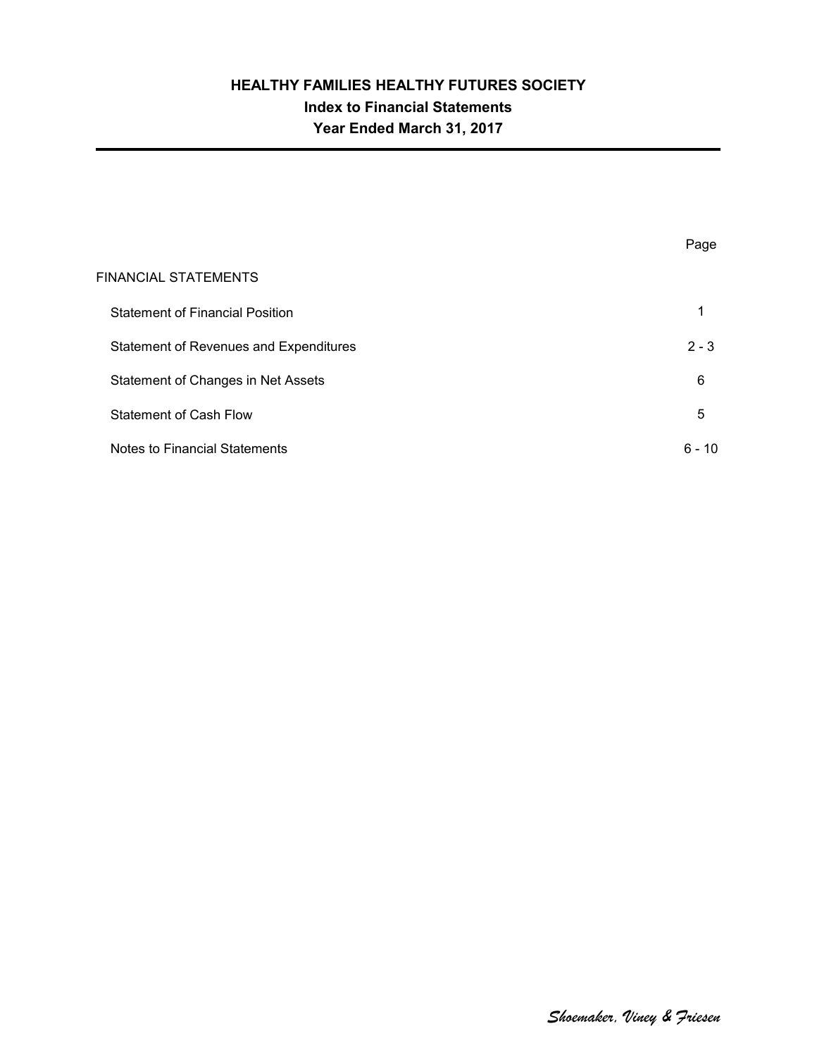# HEALTHY FAMILIES HEALTHY FUTURES SOCIETY

## Index to Financial Statements

## Year Ended March 31, 2017

| | Page |
|---|---|
| FINANCIAL STATEMENTS | |
| Statement of Financial Position | 1 |
| Statement of Revenues and Expenditures | 2 - 3 |
| Statement of Changes in Net Assets | 6 |
| Statement of Cash Flow | 5 |
| Notes to Financial Statements | 6 - 10 |

*Shoemaker, Viney & Friesen*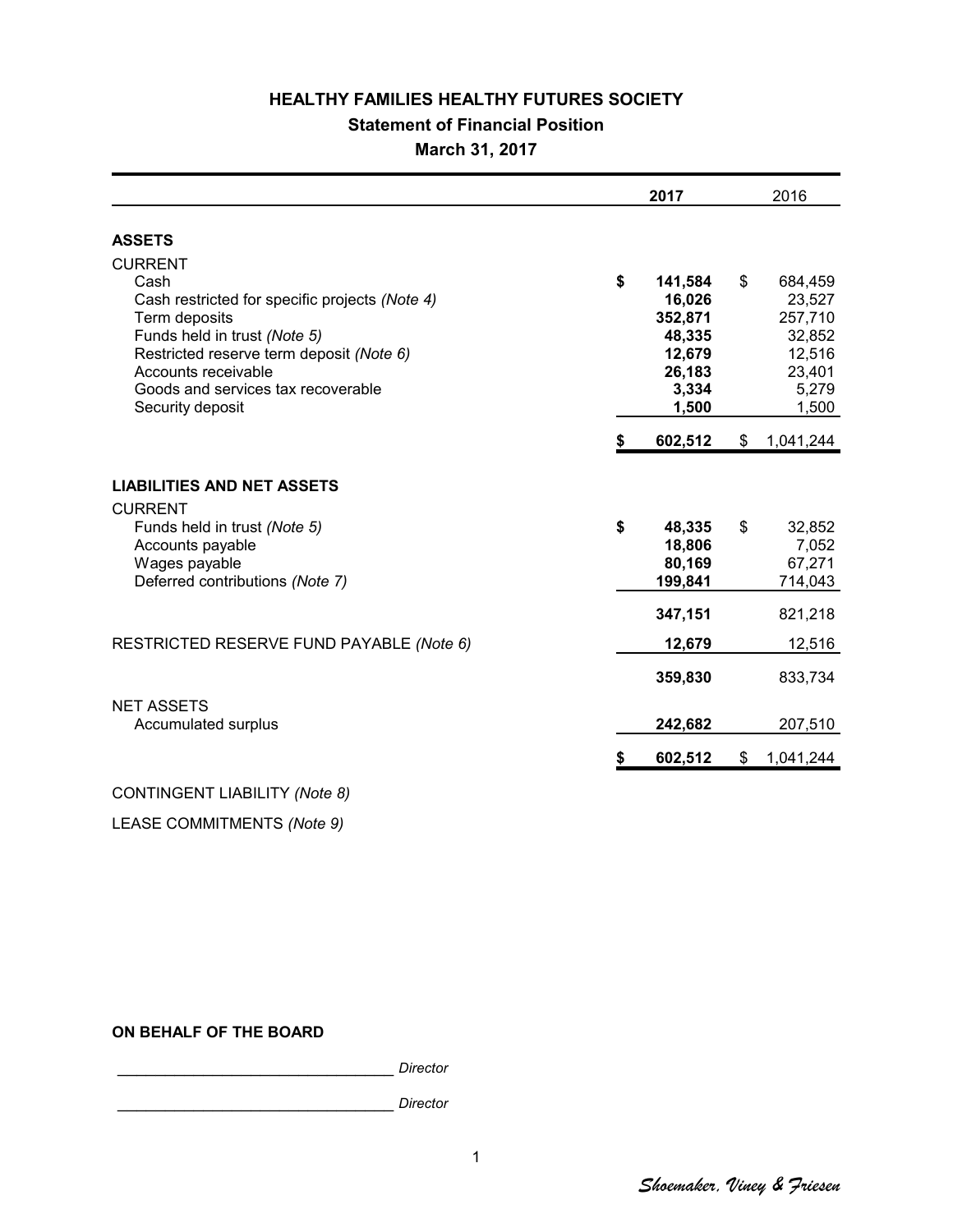# HEALTHY FAMILIES HEALTHY FUTURES SOCIETY

## Statement of Financial Position

### March 31, 2017

| | 2017 | 2016 |
|---|---|---|
| **ASSETS** | | |
| CURRENT | | |
| Cash | **$ 141,584** | $ 684,459 |
| Cash restricted for specific projects *(Note 4)* | **16,026** | 23,527 |
| Term deposits | **352,871** | 257,710 |
| Funds held in trust *(Note 5)* | **48,335** | 32,852 |
| Restricted reserve term deposit *(Note 6)* | **12,679** | 12,516 |
| Accounts receivable | **26,183** | 23,401 |
| Goods and services tax recoverable | **3,334** | 5,279 |
| Security deposit | **1,500** | 1,500 |
| | **$ 602,512** | $ 1,041,244 |
| **LIABILITIES AND NET ASSETS** | | |
| CURRENT | | |
| Funds held in trust *(Note 5)* | **$ 48,335** | $ 32,852 |
| Accounts payable | **18,806** | 7,052 |
| Wages payable | **80,169** | 67,271 |
| Deferred contributions *(Note 7)* | **199,841** | 714,043 |
| | **347,151** | 821,218 |
| RESTRICTED RESERVE FUND PAYABLE *(Note 6)* | **12,679** | 12,516 |
| | **359,830** | 833,734 |
| NET ASSETS | | |
| Accumulated surplus | **242,682** | 207,510 |
| | **$ 602,512** | $ 1,041,244 |

CONTINGENT LIABILITY *(Note 8)*

LEASE COMMITMENTS *(Note 9)*

**ON BEHALF OF THE BOARD**

_________________________________ *Director*

_________________________________ *Director*

*Shoemaker, Viney & Friesen*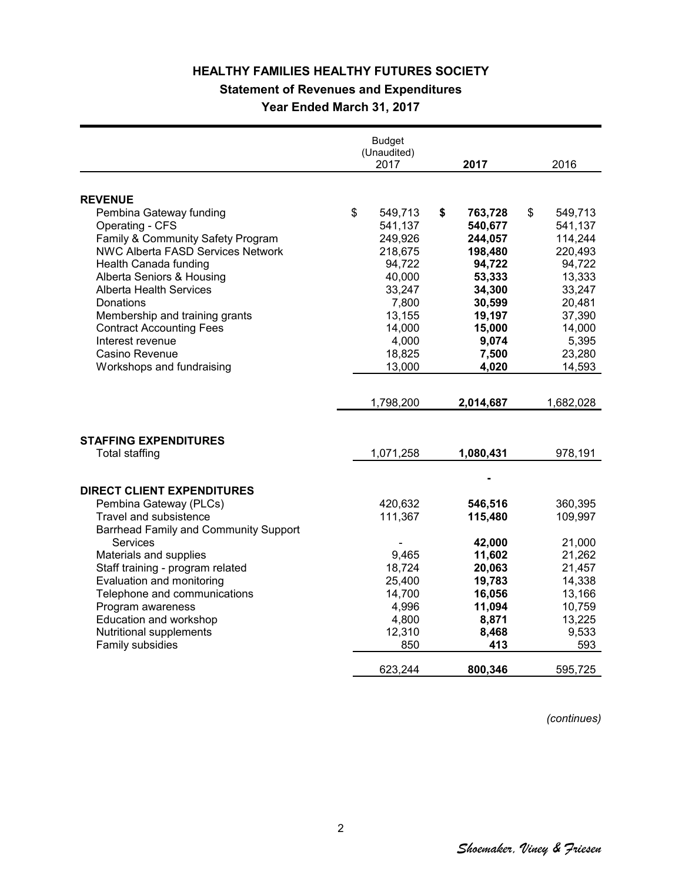# HEALTHY FAMILIES HEALTHY FUTURES SOCIETY

## Statement of Revenues and Expenditures

### Year Ended March 31, 2017

| | Budget (Unaudited) 2017 | **2017** | 2016 |
|---|---|---|---|
| **REVENUE** | | | |
| Pembina Gateway funding | $ 549,713 | **$ 763,728** | $ 549,713 |
| Operating - CFS | 541,137 | **540,677** | 541,137 |
| Family & Community Safety Program | 249,926 | **244,057** | 114,244 |
| NWC Alberta FASD Services Network | 218,675 | **198,480** | 220,493 |
| Health Canada funding | 94,722 | **94,722** | 94,722 |
| Alberta Seniors & Housing | 40,000 | **53,333** | 13,333 |
| Alberta Health Services | 33,247 | **34,300** | 33,247 |
| Donations | 7,800 | **30,599** | 20,481 |
| Membership and training grants | 13,155 | **19,197** | 37,390 |
| Contract Accounting Fees | 14,000 | **15,000** | 14,000 |
| Interest revenue | 4,000 | **9,074** | 5,395 |
| Casino Revenue | 18,825 | **7,500** | 23,280 |
| Workshops and fundraising | 13,000 | **4,020** | 14,593 |
| | 1,798,200 | **2,014,687** | 1,682,028 |
| **STAFFING EXPENDITURES** | | | |
| Total staffing | 1,071,258 | **1,080,431** | 978,191 |
| | | **-** | |
| **DIRECT CLIENT EXPENDITURES** | | | |
| Pembina Gateway (PLCs) | 420,632 | **546,516** | 360,395 |
| Travel and subsistence | 111,367 | **115,480** | 109,997 |
| Barrhead Family and Community Support Services | - | **42,000** | 21,000 |
| Materials and supplies | 9,465 | **11,602** | 21,262 |
| Staff training - program related | 18,724 | **20,063** | 21,457 |
| Evaluation and monitoring | 25,400 | **19,783** | 14,338 |
| Telephone and communications | 14,700 | **16,056** | 13,166 |
| Program awareness | 4,996 | **11,094** | 10,759 |
| Education and workshop | 4,800 | **8,871** | 13,225 |
| Nutritional supplements | 12,310 | **8,468** | 9,533 |
| Family subsidies | 850 | **413** | 593 |
| | 623,244 | **800,346** | 595,725 |

*(continues)*

*Shoemaker, Viney & Friesen*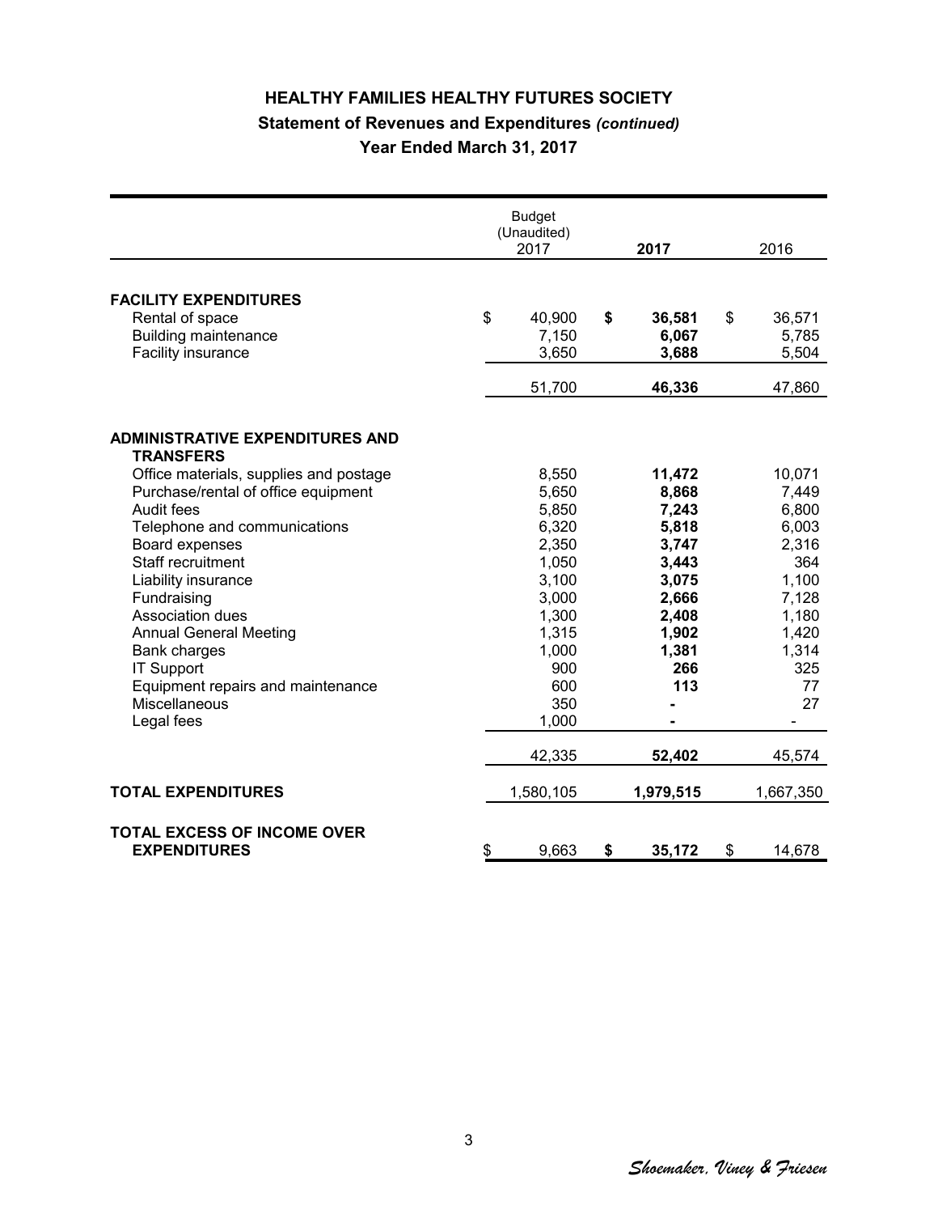# HEALTHY FAMILIES HEALTHY FUTURES SOCIETY

## Statement of Revenues and Expenditures *(continued)*

### Year Ended March 31, 2017

| | Budget (Unaudited) 2017 | **2017** | 2016 |
|---|---|---|---|
| **FACILITY EXPENDITURES** | | | |
| Rental of space | $ 40,900 | **$ 36,581** | $ 36,571 |
| Building maintenance | 7,150 | **6,067** | 5,785 |
| Facility insurance | 3,650 | **3,688** | 5,504 |
| | 51,700 | **46,336** | 47,860 |
| **ADMINISTRATIVE EXPENDITURES AND TRANSFERS** | | | |
| Office materials, supplies and postage | 8,550 | **11,472** | 10,071 |
| Purchase/rental of office equipment | 5,650 | **8,868** | 7,449 |
| Audit fees | 5,850 | **7,243** | 6,800 |
| Telephone and communications | 6,320 | **5,818** | 6,003 |
| Board expenses | 2,350 | **3,747** | 2,316 |
| Staff recruitment | 1,050 | **3,443** | 364 |
| Liability insurance | 3,100 | **3,075** | 1,100 |
| Fundraising | 3,000 | **2,666** | 7,128 |
| Association dues | 1,300 | **2,408** | 1,180 |
| Annual General Meeting | 1,315 | **1,902** | 1,420 |
| Bank charges | 1,000 | **1,381** | 1,314 |
| IT Support | 900 | **266** | 325 |
| Equipment repairs and maintenance | 600 | **113** | 77 |
| Miscellaneous | 350 | **-** | 27 |
| Legal fees | 1,000 | **-** | - |
| | 42,335 | **52,402** | 45,574 |
| **TOTAL EXPENDITURES** | 1,580,105 | **1,979,515** | 1,667,350 |
| **TOTAL EXCESS OF INCOME OVER EXPENDITURES** | $ 9,663 | **$ 35,172** | $ 14,678 |

*Shoemaker, Viney & Friesen*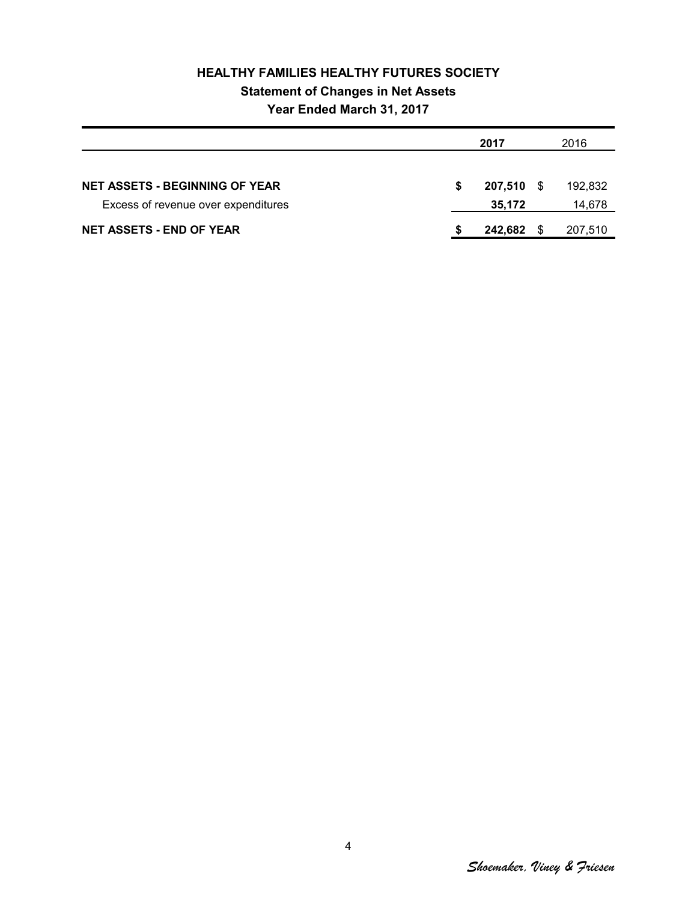# HEALTHY FAMILIES HEALTHY FUTURES SOCIETY

## Statement of Changes in Net Assets

### Year Ended March 31, 2017

| | 2017 | 2016 |
|---|---|---|
| **NET ASSETS - BEGINNING OF YEAR** | **$ 207,510** | $ 192,832 |
| Excess of revenue over expenditures | **35,172** | 14,678 |
| **NET ASSETS - END OF YEAR** | **$ 242,682** | $ 207,510 |

*Shoemaker, Viney & Friesen*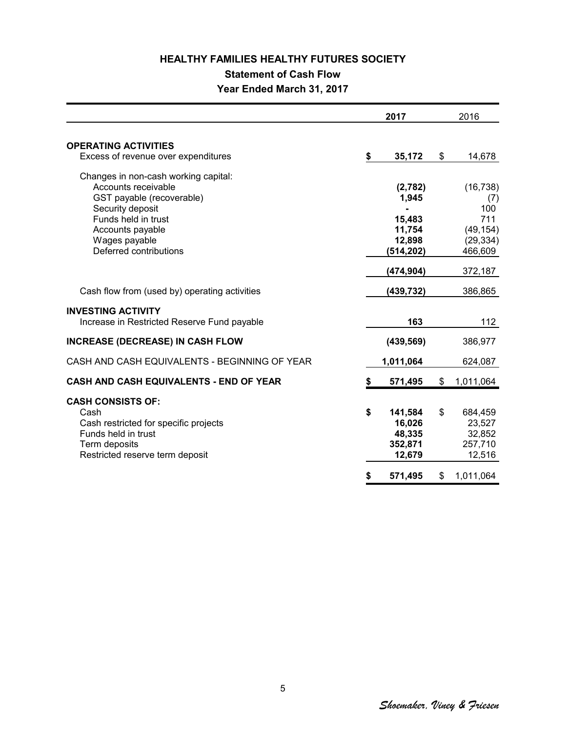# HEALTHY FAMILIES HEALTHY FUTURES SOCIETY

## Statement of Cash Flow

### Year Ended March 31, 2017

| | 2017 | 2016 |
|---|---|---|
| **OPERATING ACTIVITIES** | | |
| Excess of revenue over expenditures | **$ 35,172** | $ 14,678 |
| Changes in non-cash working capital: | | |
| Accounts receivable | **(2,782)** | (16,738) |
| GST payable (recoverable) | **1,945** | (7) |
| Security deposit | **-** | 100 |
| Funds held in trust | **15,483** | 711 |
| Accounts payable | **11,754** | (49,154) |
| Wages payable | **12,898** | (29,334) |
| Deferred contributions | **(514,202)** | 466,609 |
| | **(474,904)** | 372,187 |
| Cash flow from (used by) operating activities | **(439,732)** | 386,865 |
| **INVESTING ACTIVITY** | | |
| Increase in Restricted Reserve Fund payable | **163** | 112 |
| **INCREASE (DECREASE) IN CASH FLOW** | **(439,569)** | 386,977 |
| CASH AND CASH EQUIVALENTS - BEGINNING OF YEAR | **1,011,064** | 624,087 |
| **CASH AND CASH EQUIVALENTS - END OF YEAR** | **$ 571,495** | $ 1,011,064 |
| **CASH CONSISTS OF:** | | |
| Cash | **$ 141,584** | $ 684,459 |
| Cash restricted for specific projects | **16,026** | 23,527 |
| Funds held in trust | **48,335** | 32,852 |
| Term deposits | **352,871** | 257,710 |
| Restricted reserve term deposit | **12,679** | 12,516 |
| | **$ 571,495** | $ 1,011,064 |

*Shoemaker, Viney & Friesen*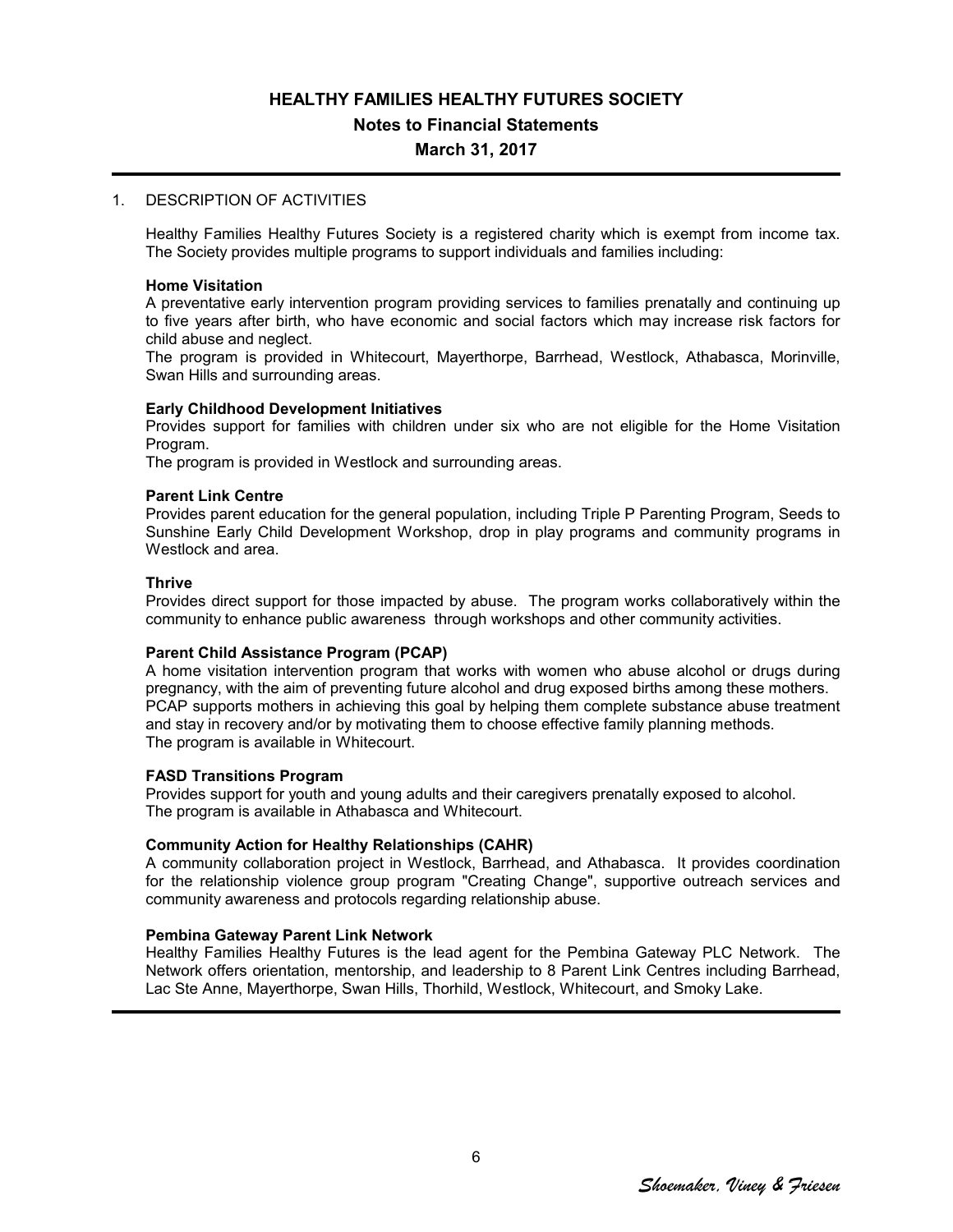# HEALTHY FAMILIES HEALTHY FUTURES SOCIETY

## Notes to Financial Statements

## March 31, 2017

1. DESCRIPTION OF ACTIVITIES

Healthy Families Healthy Futures Society is a registered charity which is exempt from income tax. The Society provides multiple programs to support individuals and families including:

**Home Visitation**
A preventative early intervention program providing services to families prenatally and continuing up to five years after birth, who have economic and social factors which may increase risk factors for child abuse and neglect.
The program is provided in Whitecourt, Mayerthorpe, Barrhead, Westlock, Athabasca, Morinville, Swan Hills and surrounding areas.

**Early Childhood Development Initiatives**
Provides support for families with children under six who are not eligible for the Home Visitation Program.
The program is provided in Westlock and surrounding areas.

**Parent Link Centre**
Provides parent education for the general population, including Triple P Parenting Program, Seeds to Sunshine Early Child Development Workshop, drop in play programs and community programs in Westlock and area.

**Thrive**
Provides direct support for those impacted by abuse. The program works collaboratively within the community to enhance public awareness through workshops and other community activities.

**Parent Child Assistance Program (PCAP)**
A home visitation intervention program that works with women who abuse alcohol or drugs during pregnancy, with the aim of preventing future alcohol and drug exposed births among these mothers.
PCAP supports mothers in achieving this goal by helping them complete substance abuse treatment and stay in recovery and/or by motivating them to choose effective family planning methods.
The program is available in Whitecourt.

**FASD Transitions Program**
Provides support for youth and young adults and their caregivers prenatally exposed to alcohol.
The program is available in Athabasca and Whitecourt.

**Community Action for Healthy Relationships (CAHR)**
A community collaboration project in Westlock, Barrhead, and Athabasca. It provides coordination for the relationship violence group program "Creating Change", supportive outreach services and community awareness and protocols regarding relationship abuse.

**Pembina Gateway Parent Link Network**
Healthy Families Healthy Futures is the lead agent for the Pembina Gateway PLC Network. The Network offers orientation, mentorship, and leadership to 8 Parent Link Centres including Barrhead, Lac Ste Anne, Mayerthorpe, Swan Hills, Thorhild, Westlock, Whitecourt, and Smoky Lake.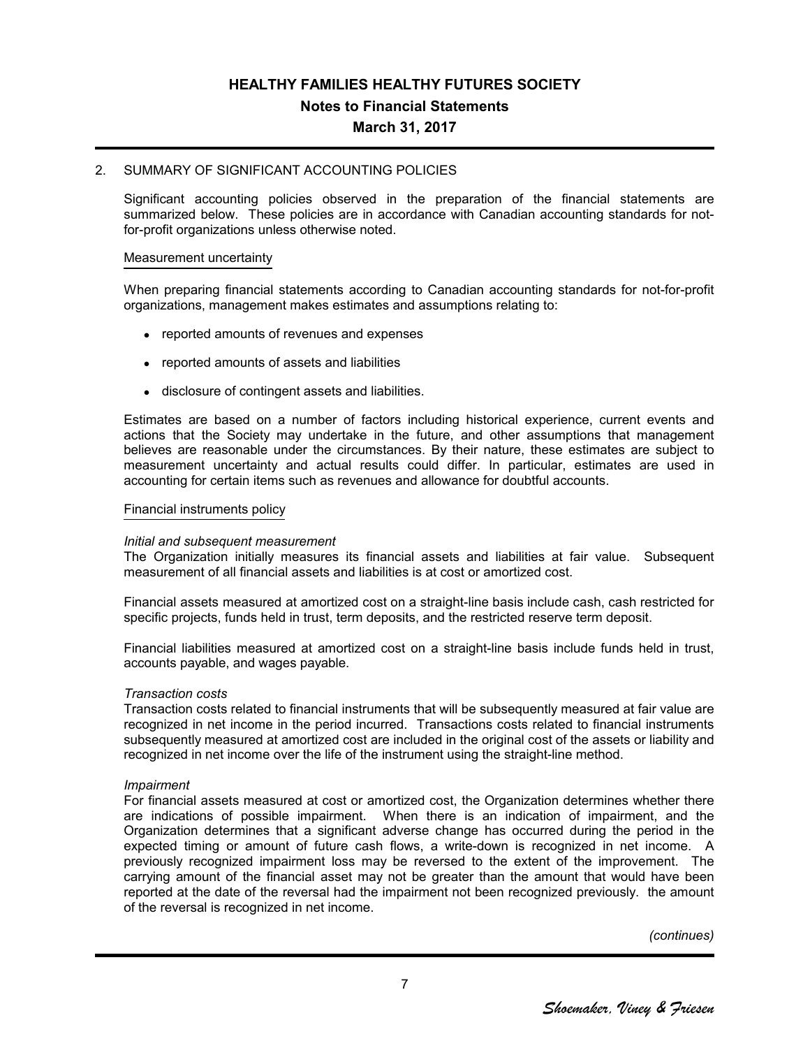# HEALTHY FAMILIES HEALTHY FUTURES SOCIETY

## Notes to Financial Statements

## March 31, 2017

2. SUMMARY OF SIGNIFICANT ACCOUNTING POLICIES

Significant accounting policies observed in the preparation of the financial statements are summarized below. These policies are in accordance with Canadian accounting standards for not-for-profit organizations unless otherwise noted.

### Measurement uncertainty

When preparing financial statements according to Canadian accounting standards for not-for-profit organizations, management makes estimates and assumptions relating to:

- reported amounts of revenues and expenses
- reported amounts of assets and liabilities
- disclosure of contingent assets and liabilities.

Estimates are based on a number of factors including historical experience, current events and actions that the Society may undertake in the future, and other assumptions that management believes are reasonable under the circumstances. By their nature, these estimates are subject to measurement uncertainty and actual results could differ. In particular, estimates are used in accounting for certain items such as revenues and allowance for doubtful accounts.

### Financial instruments policy

*Initial and subsequent measurement*
The Organization initially measures its financial assets and liabilities at fair value. Subsequent measurement of all financial assets and liabilities is at cost or amortized cost.

Financial assets measured at amortized cost on a straight-line basis include cash, cash restricted for specific projects, funds held in trust, term deposits, and the restricted reserve term deposit.

Financial liabilities measured at amortized cost on a straight-line basis include funds held in trust, accounts payable, and wages payable.

*Transaction costs*
Transaction costs related to financial instruments that will be subsequently measured at fair value are recognized in net income in the period incurred. Transactions costs related to financial instruments subsequently measured at amortized cost are included in the original cost of the assets or liability and recognized in net income over the life of the instrument using the straight-line method.

*Impairment*
For financial assets measured at cost or amortized cost, the Organization determines whether there are indications of possible impairment. When there is an indication of impairment, and the Organization determines that a significant adverse change has occurred during the period in the expected timing or amount of future cash flows, a write-down is recognized in net income. A previously recognized impairment loss may be reversed to the extent of the improvement. The carrying amount of the financial asset may not be greater than the amount that would have been reported at the date of the reversal had the impairment not been recognized previously. the amount of the reversal is recognized in net income.

*(continues)*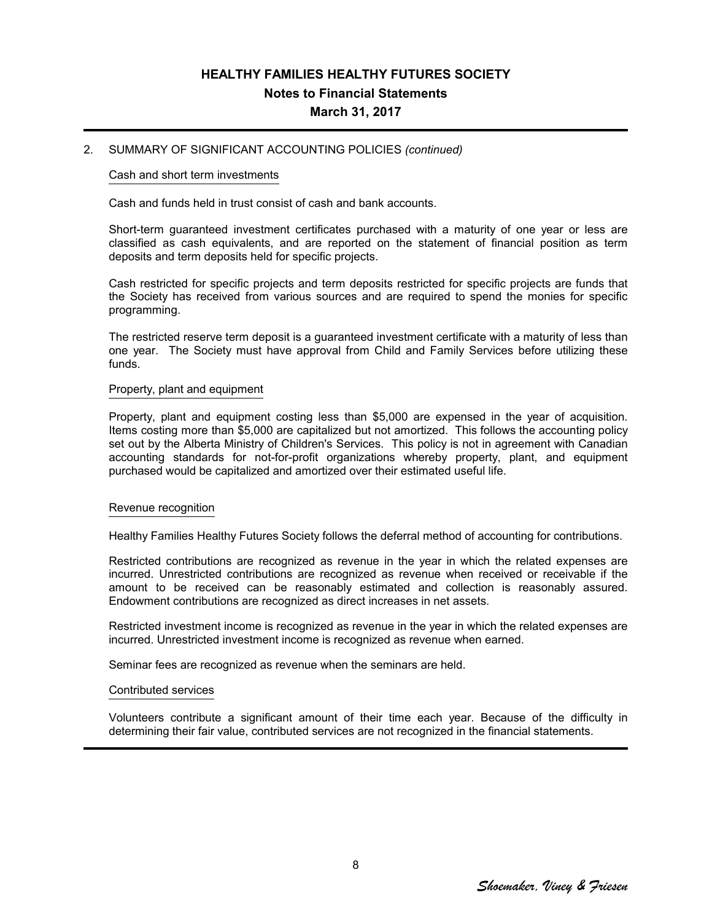## 2. SUMMARY OF SIGNIFICANT ACCOUNTING POLICIES *(continued)*

### Cash and short term investments

Cash and funds held in trust consist of cash and bank accounts.

Short-term guaranteed investment certificates purchased with a maturity of one year or less are classified as cash equivalents, and are reported on the statement of financial position as term deposits and term deposits held for specific projects.

Cash restricted for specific projects and term deposits restricted for specific projects are funds that the Society has received from various sources and are required to spend the monies for specific programming.

The restricted reserve term deposit is a guaranteed investment certificate with a maturity of less than one year. The Society must have approval from Child and Family Services before utilizing these funds.

### Property, plant and equipment

Property, plant and equipment costing less than $5,000 are expensed in the year of acquisition. Items costing more than $5,000 are capitalized but not amortized. This follows the accounting policy set out by the Alberta Ministry of Children's Services. This policy is not in agreement with Canadian accounting standards for not-for-profit organizations whereby property, plant, and equipment purchased would be capitalized and amortized over their estimated useful life.

### Revenue recognition

Healthy Families Healthy Futures Society follows the deferral method of accounting for contributions.

Restricted contributions are recognized as revenue in the year in which the related expenses are incurred. Unrestricted contributions are recognized as revenue when received or receivable if the amount to be received can be reasonably estimated and collection is reasonably assured. Endowment contributions are recognized as direct increases in net assets.

Restricted investment income is recognized as revenue in the year in which the related expenses are incurred. Unrestricted investment income is recognized as revenue when earned.

Seminar fees are recognized as revenue when the seminars are held.

### Contributed services

Volunteers contribute a significant amount of their time each year. Because of the difficulty in determining their fair value, contributed services are not recognized in the financial statements.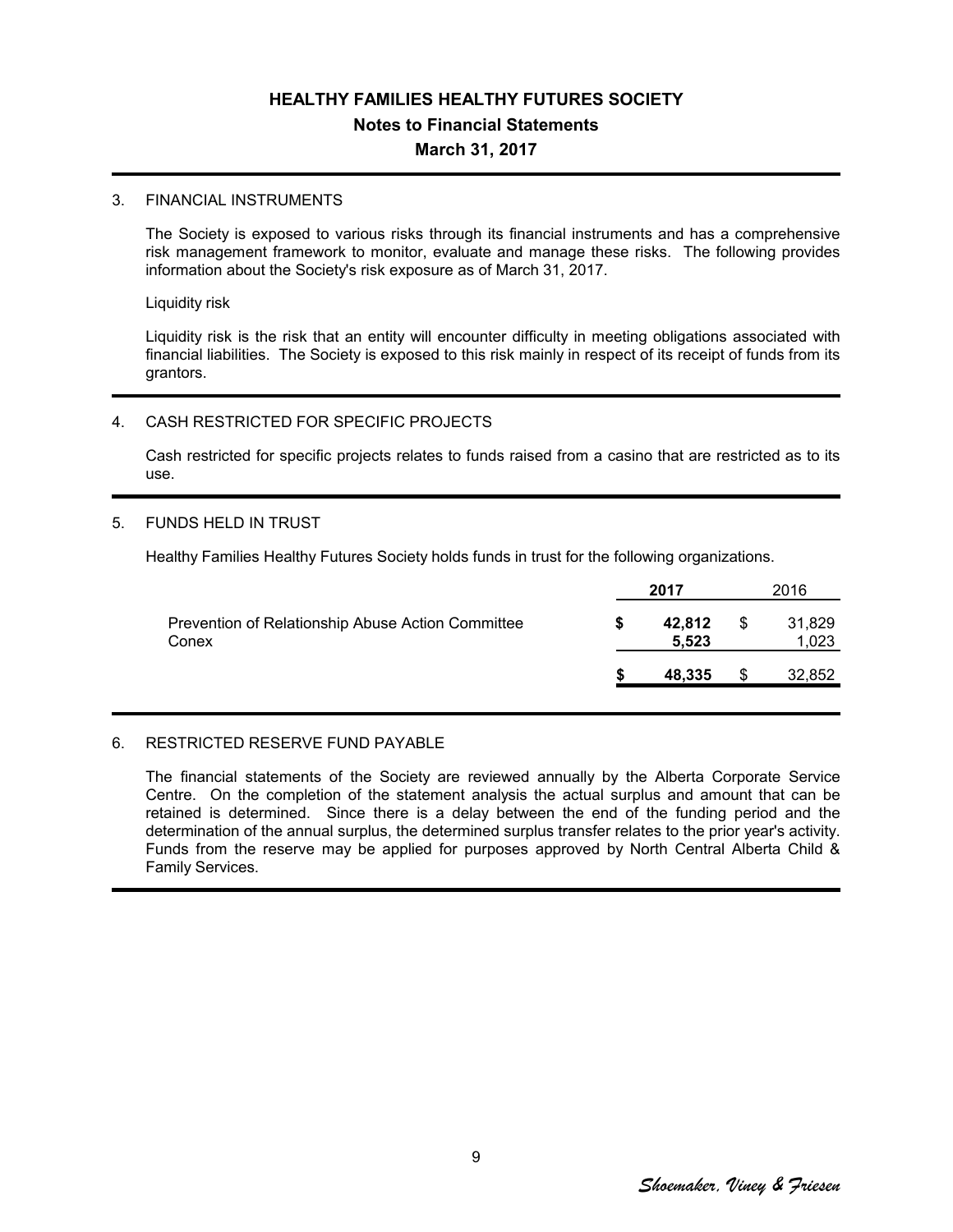# HEALTHY FAMILIES HEALTHY FUTURES SOCIETY

## Notes to Financial Statements

## March 31, 2017

3. FINANCIAL INSTRUMENTS

The Society is exposed to various risks through its financial instruments and has a comprehensive risk management framework to monitor, evaluate and manage these risks. The following provides information about the Society's risk exposure as of March 31, 2017.

Liquidity risk

Liquidity risk is the risk that an entity will encounter difficulty in meeting obligations associated with financial liabilities. The Society is exposed to this risk mainly in respect of its receipt of funds from its grantors.

4. CASH RESTRICTED FOR SPECIFIC PROJECTS

Cash restricted for specific projects relates to funds raised from a casino that are restricted as to its use.

5. FUNDS HELD IN TRUST

Healthy Families Healthy Futures Society holds funds in trust for the following organizations.

| | **2017** | 2016 |
|---|---|---|
| Prevention of Relationship Abuse Action Committee | **$ 42,812** | $ 31,829 |
| Conex | **5,523** | 1,023 |
| | **$ 48,335** | $ 32,852 |

6. RESTRICTED RESERVE FUND PAYABLE

The financial statements of the Society are reviewed annually by the Alberta Corporate Service Centre. On the completion of the statement analysis the actual surplus and amount that can be retained is determined. Since there is a delay between the end of the funding period and the determination of the annual surplus, the determined surplus transfer relates to the prior year's activity. Funds from the reserve may be applied for purposes approved by North Central Alberta Child & Family Services.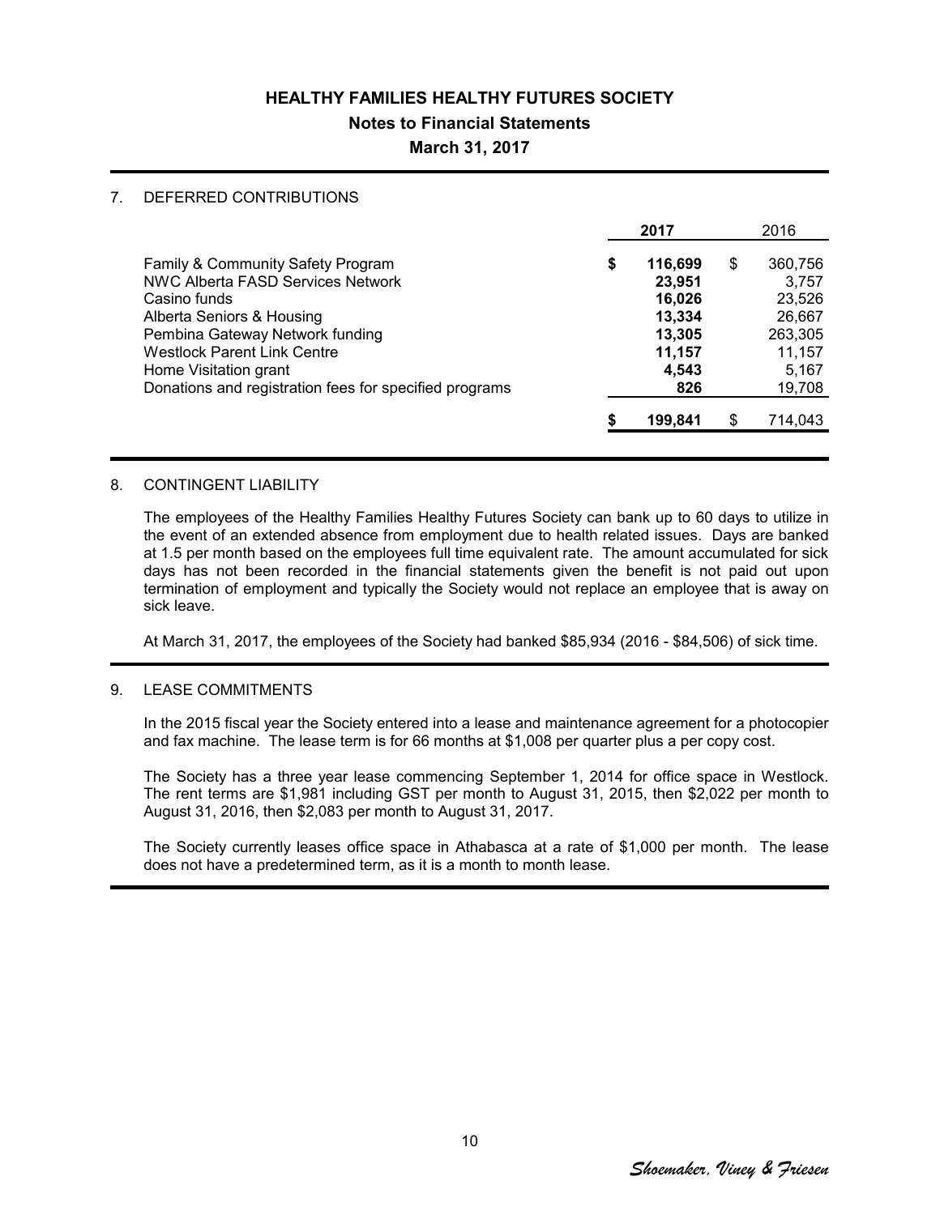# HEALTHY FAMILIES HEALTHY FUTURES SOCIETY

## Notes to Financial Statements

## March 31, 2017

### 7. DEFERRED CONTRIBUTIONS

| | 2017 | 2016 |
|---|---|---|
| Family & Community Safety Program | **$ 116,699** | $ 360,756 |
| NWC Alberta FASD Services Network | **23,951** | 3,757 |
| Casino funds | **16,026** | 23,526 |
| Alberta Seniors & Housing | **13,334** | 26,667 |
| Pembina Gateway Network funding | **13,305** | 263,305 |
| Westlock Parent Link Centre | **11,157** | 11,157 |
| Home Visitation grant | **4,543** | 5,167 |
| Donations and registration fees for specified programs | **826** | 19,708 |
| | **$ 199,841** | $ 714,043 |

### 8. CONTINGENT LIABILITY

The employees of the Healthy Families Healthy Futures Society can bank up to 60 days to utilize in the event of an extended absence from employment due to health related issues. Days are banked at 1.5 per month based on the employees full time equivalent rate. The amount accumulated for sick days has not been recorded in the financial statements given the benefit is not paid out upon termination of employment and typically the Society would not replace an employee that is away on sick leave.

At March 31, 2017, the employees of the Society had banked $85,934 (2016 - $84,506) of sick time.

### 9. LEASE COMMITMENTS

In the 2015 fiscal year the Society entered into a lease and maintenance agreement for a photocopier and fax machine. The lease term is for 66 months at $1,008 per quarter plus a per copy cost.

The Society has a three year lease commencing September 1, 2014 for office space in Westlock. The rent terms are $1,981 including GST per month to August 31, 2015, then $2,022 per month to August 31, 2016, then $2,083 per month to August 31, 2017.

The Society currently leases office space in Athabasca at a rate of $1,000 per month. The lease does not have a predetermined term, as it is a month to month lease.